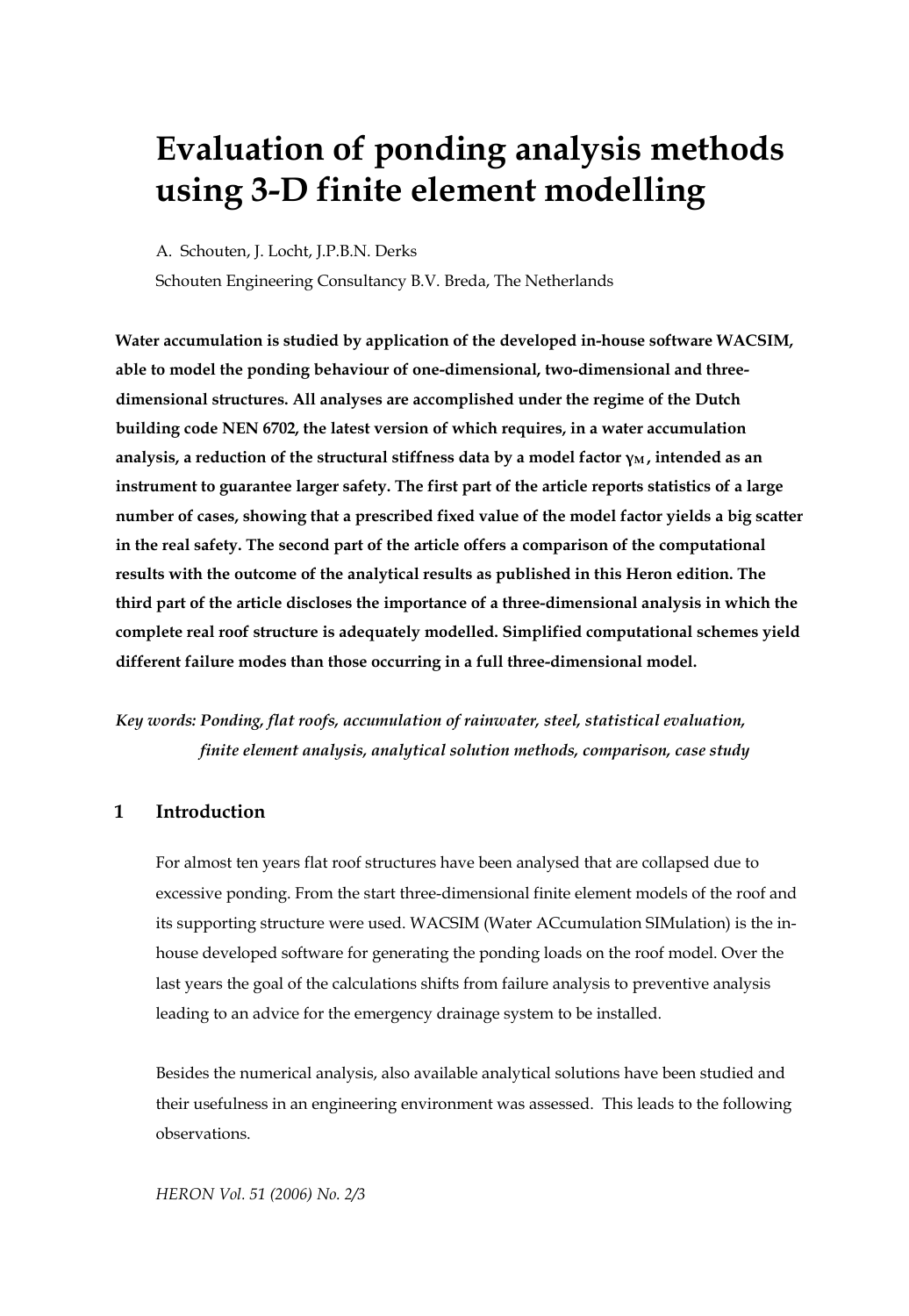# Evaluation of ponding analysis methods using 3-D finite element modelling

A. Schouten, J. Locht, J.P.B.N. Derks

Schouten Engineering Consultancy B.V. Breda, The Netherlands

**Water accumulation is studied by application of the developed in-house software WACSIM, able to model the ponding behaviour of one-dimensional, two-dimensional and three-dimensional structures. All analyses are accomplished under the regime of the Dutch building code NEN 6702, the latest version of which requires, in a water accumulation analysis, a reduction of the structural stiffness data by a model factor $\gamma_M$, intended as an instrument to guarantee larger safety. The first part of the article reports statistics of a large number of cases, showing that a prescribed fixed value of the model factor yields a big scatter in the real safety. The second part of the article offers a comparison of the computational results with the outcome of the analytical results as published in this Heron edition. The third part of the article discloses the importance of a three-dimensional analysis in which the complete real roof structure is adequately modelled. Simplified computational schemes yield different failure modes than those occurring in a full three-dimensional model.**

***Key words: Ponding, flat roofs, accumulation of rainwater, steel, statistical evaluation, finite element analysis, analytical solution methods, comparison, case study***

## 1 Introduction

For almost ten years flat roof structures have been analysed that are collapsed due to excessive ponding. From the start three-dimensional finite element models of the roof and its supporting structure were used. WACSIM (Water ACcumulation SIMulation) is the in-house developed software for generating the ponding loads on the roof model. Over the last years the goal of the calculations shifts from failure analysis to preventive analysis leading to an advice for the emergency drainage system to be installed.

Besides the numerical analysis, also available analytical solutions have been studied and their usefulness in an engineering environment was assessed. This leads to the following observations.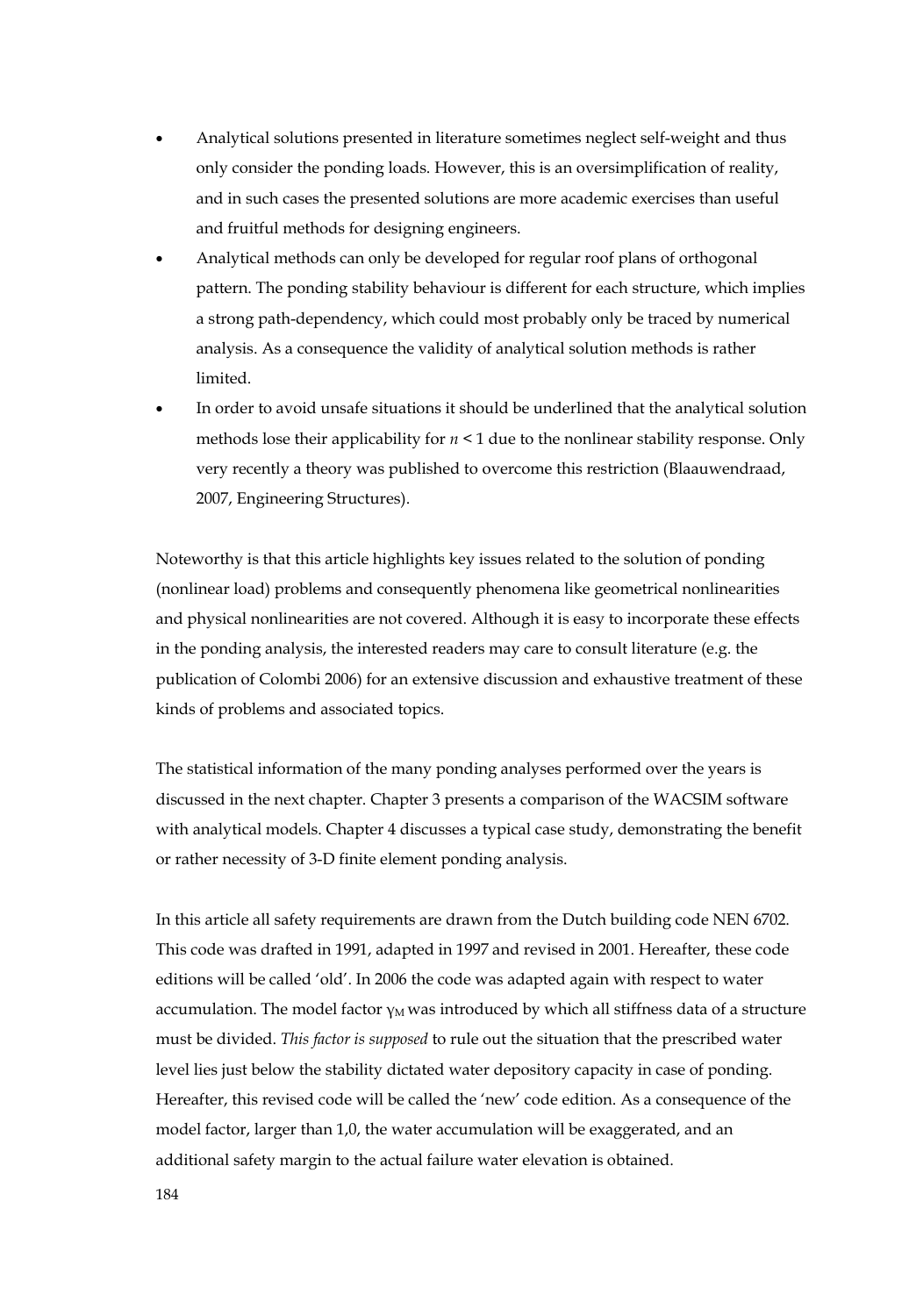- Analytical solutions presented in literature sometimes neglect self-weight and thus only consider the ponding loads. However, this is an oversimplification of reality, and in such cases the presented solutions are more academic exercises than useful and fruitful methods for designing engineers.
- Analytical methods can only be developed for regular roof plans of orthogonal pattern. The ponding stability behaviour is different for each structure, which implies a strong path-dependency, which could most probably only be traced by numerical analysis. As a consequence the validity of analytical solution methods is rather limited.
- In order to avoid unsafe situations it should be underlined that the analytical solution methods lose their applicability for $n < 1$ due to the nonlinear stability response. Only very recently a theory was published to overcome this restriction (Blaauwendraad, 2007, Engineering Structures).

Noteworthy is that this article highlights key issues related to the solution of ponding (nonlinear load) problems and consequently phenomena like geometrical nonlinearities and physical nonlinearities are not covered. Although it is easy to incorporate these effects in the ponding analysis, the interested readers may care to consult literature (e.g. the publication of Colombi 2006) for an extensive discussion and exhaustive treatment of these kinds of problems and associated topics.

The statistical information of the many ponding analyses performed over the years is discussed in the next chapter. Chapter 3 presents a comparison of the WACSIM software with analytical models. Chapter 4 discusses a typical case study, demonstrating the benefit or rather necessity of 3-D finite element ponding analysis.

In this article all safety requirements are drawn from the Dutch building code NEN 6702. This code was drafted in 1991, adapted in 1997 and revised in 2001. Hereafter, these code editions will be called 'old'. In 2006 the code was adapted again with respect to water accumulation. The model factor $\gamma_M$ was introduced by which all stiffness data of a structure must be divided. *This factor is supposed* to rule out the situation that the prescribed water level lies just below the stability dictated water depository capacity in case of ponding. Hereafter, this revised code will be called the 'new' code edition. As a consequence of the model factor, larger than 1,0, the water accumulation will be exaggerated, and an additional safety margin to the actual failure water elevation is obtained.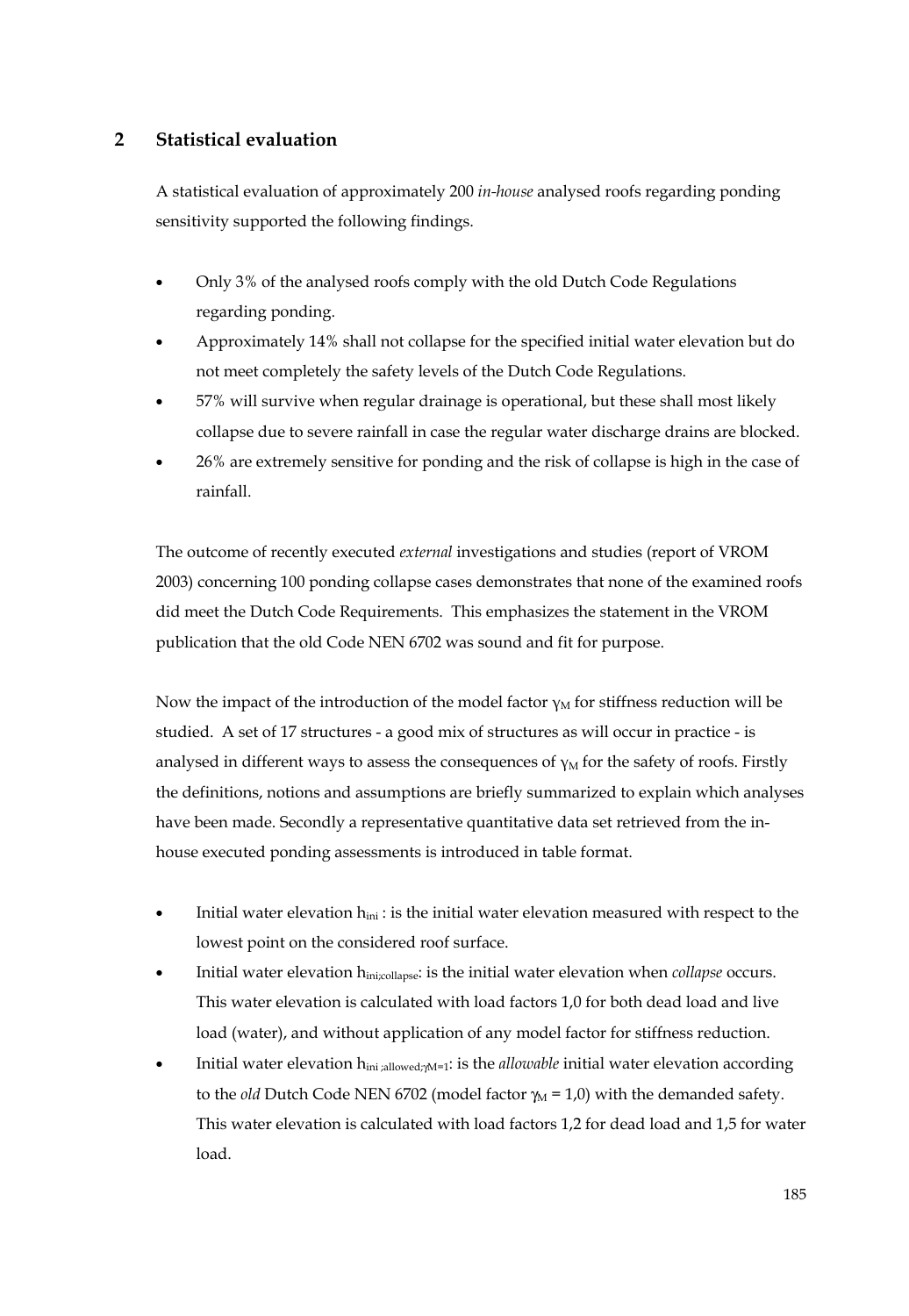## 2 Statistical evaluation

A statistical evaluation of approximately 200 *in-house* analysed roofs regarding ponding sensitivity supported the following findings.

- Only 3% of the analysed roofs comply with the old Dutch Code Regulations regarding ponding.
- Approximately 14% shall not collapse for the specified initial water elevation but do not meet completely the safety levels of the Dutch Code Regulations.
- 57% will survive when regular drainage is operational, but these shall most likely collapse due to severe rainfall in case the regular water discharge drains are blocked.
- 26% are extremely sensitive for ponding and the risk of collapse is high in the case of rainfall.

The outcome of recently executed *external* investigations and studies (report of VROM 2003) concerning 100 ponding collapse cases demonstrates that none of the examined roofs did meet the Dutch Code Requirements. This emphasizes the statement in the VROM publication that the old Code NEN 6702 was sound and fit for purpose.

Now the impact of the introduction of the model factor $\gamma_M$ for stiffness reduction will be studied. A set of 17 structures - a good mix of structures as will occur in practice - is analysed in different ways to assess the consequences of $\gamma_M$ for the safety of roofs. Firstly the definitions, notions and assumptions are briefly summarized to explain which analyses have been made. Secondly a representative quantitative data set retrieved from the in-house executed ponding assessments is introduced in table format.

- Initial water elevation $h_{ini}$ : is the initial water elevation measured with respect to the lowest point on the considered roof surface.
- Initial water elevation $h_{ini;collapse}$: is the initial water elevation when *collapse* occurs. This water elevation is calculated with load factors 1,0 for both dead load and live load (water), and without application of any model factor for stiffness reduction.
- Initial water elevation $h_{ini\,;allowed;\gamma M=1}$: is the *allowable* initial water elevation according to the *old* Dutch Code NEN 6702 (model factor $\gamma_M$ = 1,0) with the demanded safety. This water elevation is calculated with load factors 1,2 for dead load and 1,5 for water load.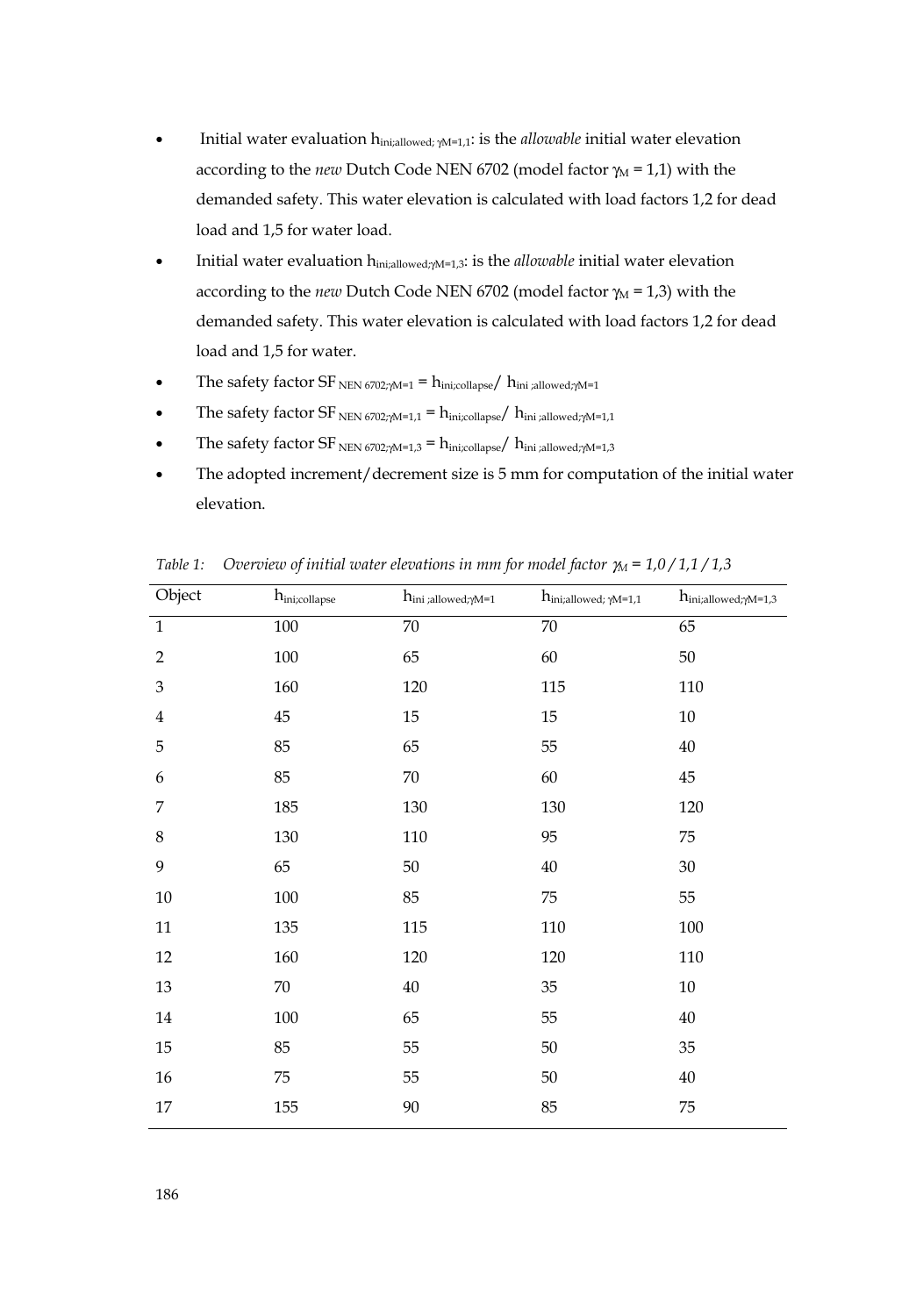- Initial water evaluation $h_{ini;allowed;\,\gamma M=1,1}$: is the *allowable* initial water elevation according to the *new* Dutch Code NEN 6702 (model factor $\gamma_M$ = 1,1) with the demanded safety. This water elevation is calculated with load factors 1,2 for dead load and 1,5 for water load.
- Initial water evaluation $h_{ini;allowed;\gamma M=1,3}$: is the *allowable* initial water elevation according to the *new* Dutch Code NEN 6702 (model factor $\gamma_M$ = 1,3) with the demanded safety. This water elevation is calculated with load factors 1,2 for dead load and 1,5 for water.
- The safety factor $SF_{NEN\ 6702;\gamma M=1} = h_{ini;collapse} / h_{ini\ ;allowed;\gamma M=1}$
- The safety factor $SF_{NEN\ 6702;\gamma M=1,1} = h_{ini;collapse} / h_{ini\ ;allowed;\gamma M=1,1}$
- The safety factor $SF_{NEN\ 6702;\gamma M=1,3} = h_{ini;collapse} / h_{ini\ ;allowed;\gamma M=1,3}$
- The adopted increment/decrement size is 5 mm for computation of the initial water elevation.

*Table 1: Overview of initial water elevations in mm for model factor $\gamma_M$ = 1,0 / 1,1 / 1,3*

| Object | $h_{ini;collapse}$ | $h_{ini\ ;allowed;\gamma M=1}$ | $h_{ini;allowed;\ \gamma M=1,1}$ | $h_{ini;allowed;\gamma M=1,3}$ |
|---|---|---|---|---|
| 1 | 100 | 70 | 70 | 65 |
| 2 | 100 | 65 | 60 | 50 |
| 3 | 160 | 120 | 115 | 110 |
| 4 | 45 | 15 | 15 | 10 |
| 5 | 85 | 65 | 55 | 40 |
| 6 | 85 | 70 | 60 | 45 |
| 7 | 185 | 130 | 130 | 120 |
| 8 | 130 | 110 | 95 | 75 |
| 9 | 65 | 50 | 40 | 30 |
| 10 | 100 | 85 | 75 | 55 |
| 11 | 135 | 115 | 110 | 100 |
| 12 | 160 | 120 | 120 | 110 |
| 13 | 70 | 40 | 35 | 10 |
| 14 | 100 | 65 | 55 | 40 |
| 15 | 85 | 55 | 50 | 35 |
| 16 | 75 | 55 | 50 | 40 |
| 17 | 155 | 90 | 85 | 75 |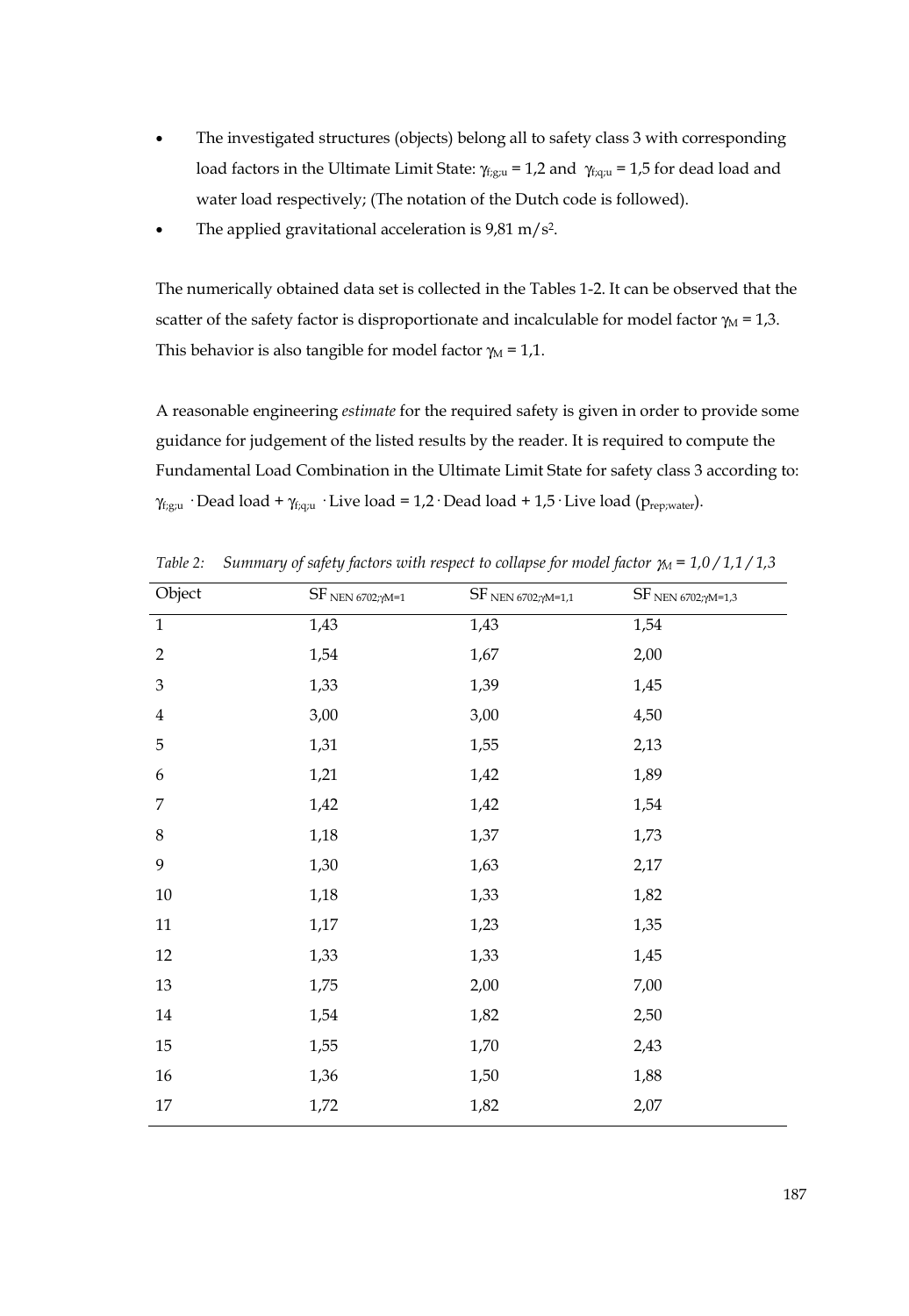- The investigated structures (objects) belong all to safety class 3 with corresponding load factors in the Ultimate Limit State: $\gamma_{f;g;u}$ = 1,2 and $\gamma_{f;q;u}$ = 1,5 for dead load and water load respectively; (The notation of the Dutch code is followed).
- The applied gravitational acceleration is 9,81 m/s$^2$.

The numerically obtained data set is collected in the Tables 1-2. It can be observed that the scatter of the safety factor is disproportionate and incalculable for model factor $\gamma_M$ = 1,3. This behavior is also tangible for model factor $\gamma_M$ = 1,1.

A reasonable engineering *estimate* for the required safety is given in order to provide some guidance for judgement of the listed results by the reader. It is required to compute the Fundamental Load Combination in the Ultimate Limit State for safety class 3 according to: $\gamma_{f;g;u}$ · Dead load + $\gamma_{f;q;u}$ · Live load = 1,2 · Dead load + 1,5 · Live load ($p_{rep;water}$).

*Table 2: Summary of safety factors with respect to collapse for model factor $\gamma_M$ = 1,0 / 1,1 / 1,3*

| Object | $SF_{NEN\ 6702;\gamma M=1}$ | $SF_{NEN\ 6702;\gamma M=1,1}$ | $SF_{NEN\ 6702;\gamma M=1,3}$ |
|---|---|---|---|
| 1 | 1,43 | 1,43 | 1,54 |
| 2 | 1,54 | 1,67 | 2,00 |
| 3 | 1,33 | 1,39 | 1,45 |
| 4 | 3,00 | 3,00 | 4,50 |
| 5 | 1,31 | 1,55 | 2,13 |
| 6 | 1,21 | 1,42 | 1,89 |
| 7 | 1,42 | 1,42 | 1,54 |
| 8 | 1,18 | 1,37 | 1,73 |
| 9 | 1,30 | 1,63 | 2,17 |
| 10 | 1,18 | 1,33 | 1,82 |
| 11 | 1,17 | 1,23 | 1,35 |
| 12 | 1,33 | 1,33 | 1,45 |
| 13 | 1,75 | 2,00 | 7,00 |
| 14 | 1,54 | 1,82 | 2,50 |
| 15 | 1,55 | 1,70 | 2,43 |
| 16 | 1,36 | 1,50 | 1,88 |
| 17 | 1,72 | 1,82 | 2,07 |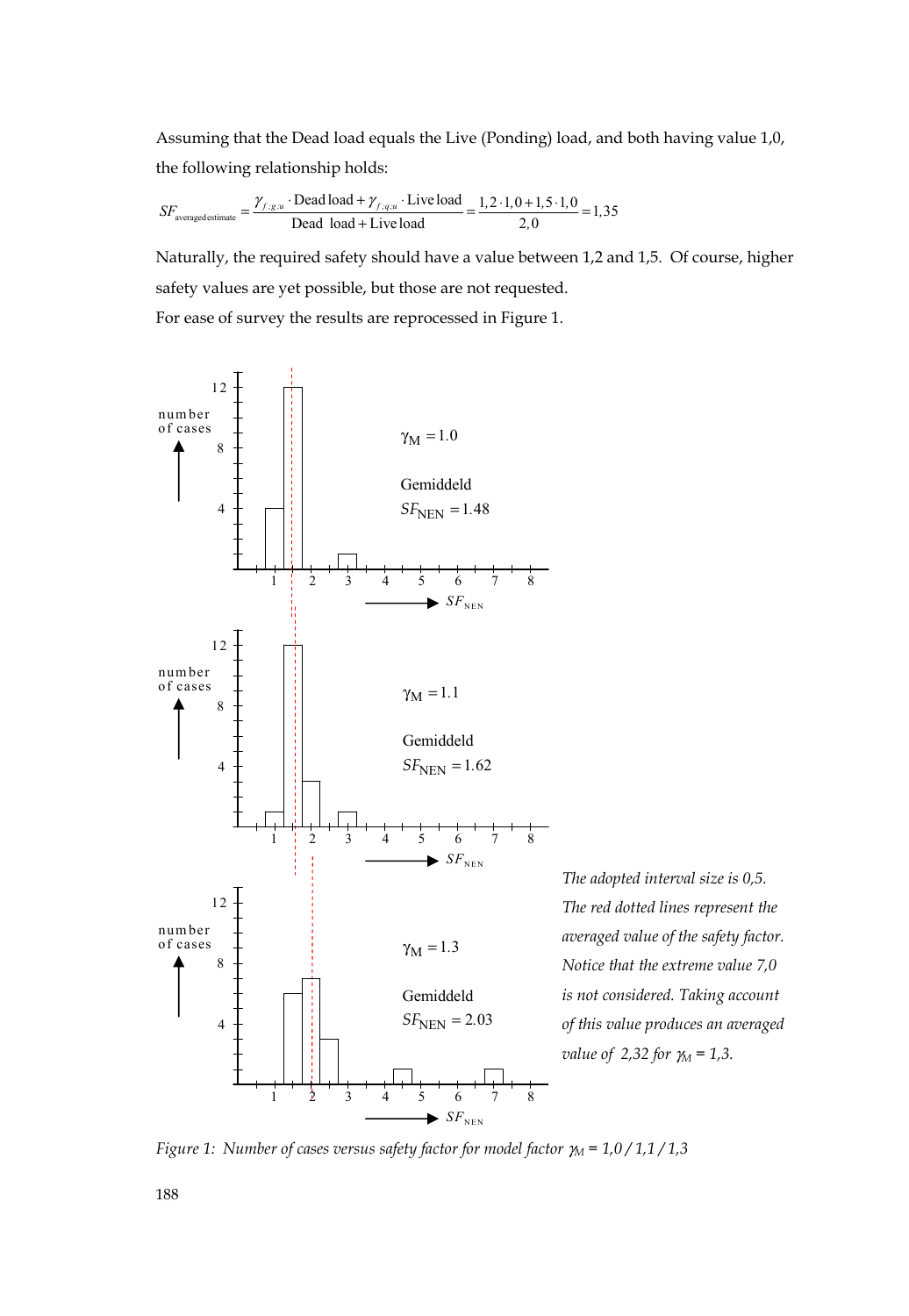Assuming that the Dead load equals the Live (Ponding) load, and both having value 1,0, the following relationship holds:

$$SF_{\text{averaged estimate}} = \frac{\gamma_{f;g;u} \cdot \text{Dead load} + \gamma_{f;q;u} \cdot \text{Live load}}{\text{Dead load} + \text{Live load}} = \frac{1,2 \cdot 1,0 + 1,5 \cdot 1,0}{2,0} = 1,35$$

Naturally, the required safety should have a value between 1,2 and 1,5. Of course, higher safety values are yet possible, but those are not requested.

For ease of survey the results are reprocessed in Figure 1.

*The adopted interval size is 0,5. The red dotted lines represent the averaged value of the safety factor. Notice that the extreme value 7,0 is not considered. Taking account of this value produces an averaged value of 2,32 for $\gamma_M$ = 1,3.*

*Figure 1: Number of cases versus safety factor for model factor $\gamma_M$ = 1,0 / 1,1 / 1,3*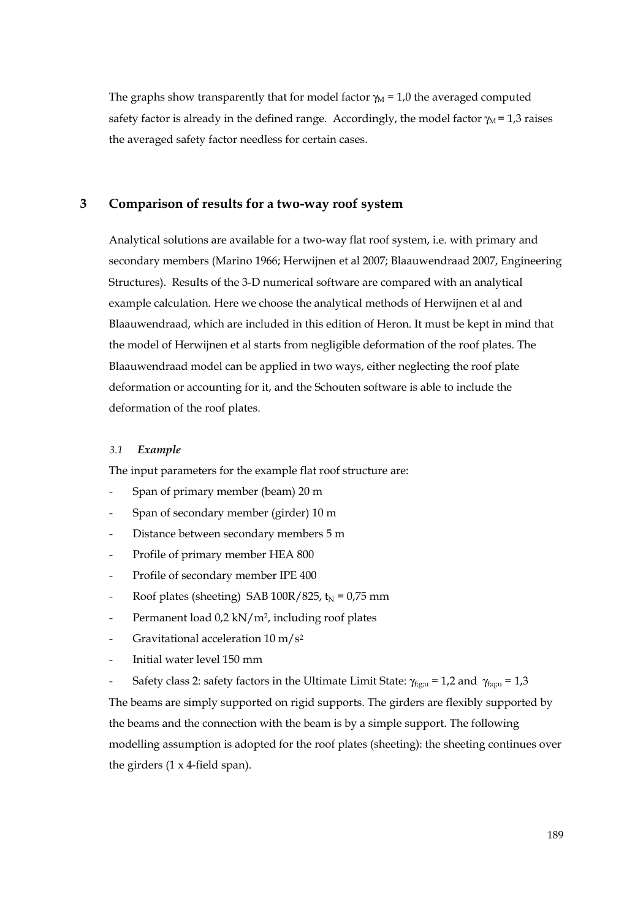The graphs show transparently that for model factor $\gamma_M = 1{,}0$ the averaged computed safety factor is already in the defined range. Accordingly, the model factor $\gamma_M = 1{,}3$ raises the averaged safety factor needless for certain cases.

## 3 Comparison of results for a two-way roof system

Analytical solutions are available for a two-way flat roof system, i.e. with primary and secondary members (Marino 1966; Herwijnen et al 2007; Blaauwendraad 2007, Engineering Structures). Results of the 3-D numerical software are compared with an analytical example calculation. Here we choose the analytical methods of Herwijnen et al and Blaauwendraad, which are included in this edition of Heron. It must be kept in mind that the model of Herwijnen et al starts from negligible deformation of the roof plates. The Blaauwendraad model can be applied in two ways, either neglecting the roof plate deformation or accounting for it, and the Schouten software is able to include the deformation of the roof plates.

### *3.1 Example*

The input parameters for the example flat roof structure are:

- Span of primary member (beam) 20 m
- Span of secondary member (girder) 10 m
- Distance between secondary members 5 m
- Profile of primary member HEA 800
- Profile of secondary member IPE 400
- Roof plates (sheeting) SAB 100R/825, $t_N = 0{,}75$ mm
- Permanent load 0,2 kN/m$^2$, including roof plates
- Gravitational acceleration 10 m/s$^2$
- Initial water level 150 mm
- Safety class 2: safety factors in the Ultimate Limit State: $\gamma_{f;g;u} = 1{,}2$ and $\gamma_{f;q;u} = 1{,}3$

The beams are simply supported on rigid supports. The girders are flexibly supported by the beams and the connection with the beam is by a simple support. The following modelling assumption is adopted for the roof plates (sheeting): the sheeting continues over the girders (1 x 4-field span).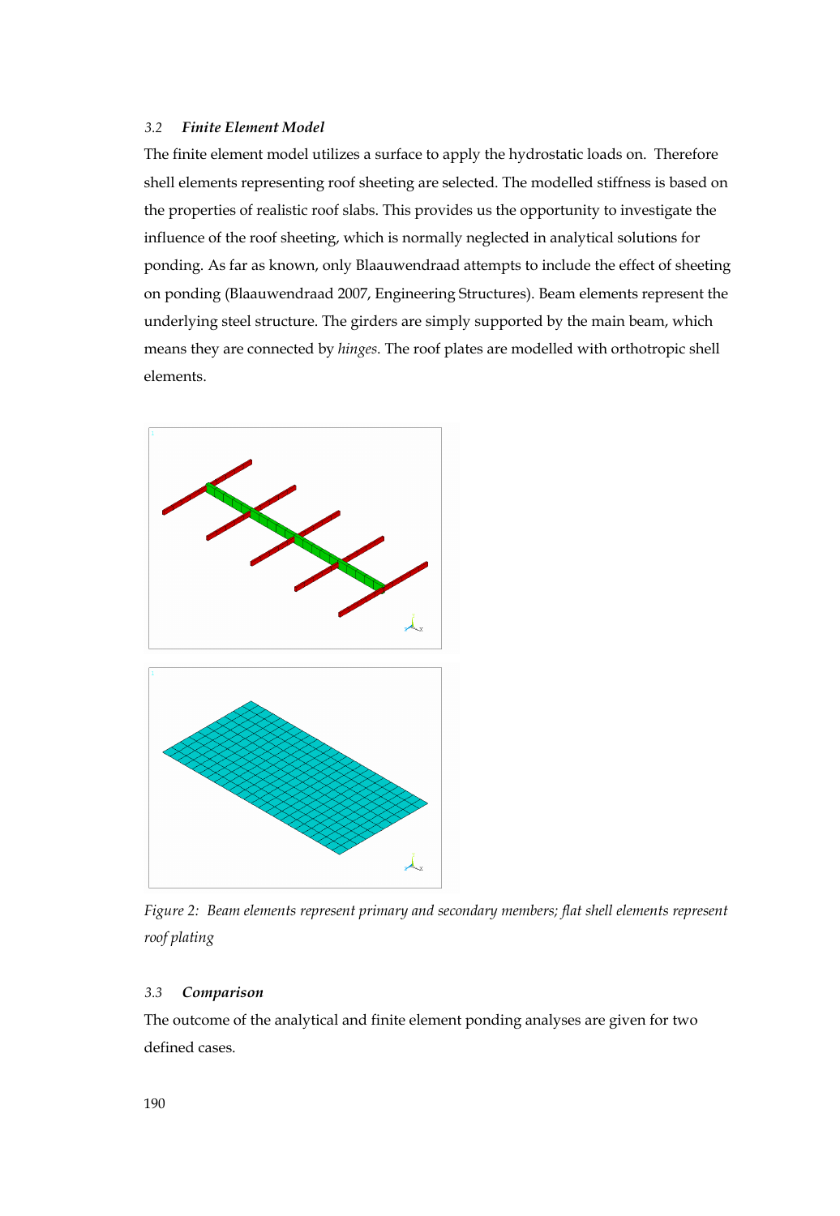### 3.2 *Finite Element Model*

The finite element model utilizes a surface to apply the hydrostatic loads on. Therefore shell elements representing roof sheeting are selected. The modelled stiffness is based on the properties of realistic roof slabs. This provides us the opportunity to investigate the influence of the roof sheeting, which is normally neglected in analytical solutions for ponding. As far as known, only Blaauwendraad attempts to include the effect of sheeting on ponding (Blaauwendraad 2007, Engineering Structures). Beam elements represent the underlying steel structure. The girders are simply supported by the main beam, which means they are connected by *hinges*. The roof plates are modelled with orthotropic shell elements.

*Figure 2: Beam elements represent primary and secondary members; flat shell elements represent roof plating*

### 3.3 *Comparison*

The outcome of the analytical and finite element ponding analyses are given for two defined cases.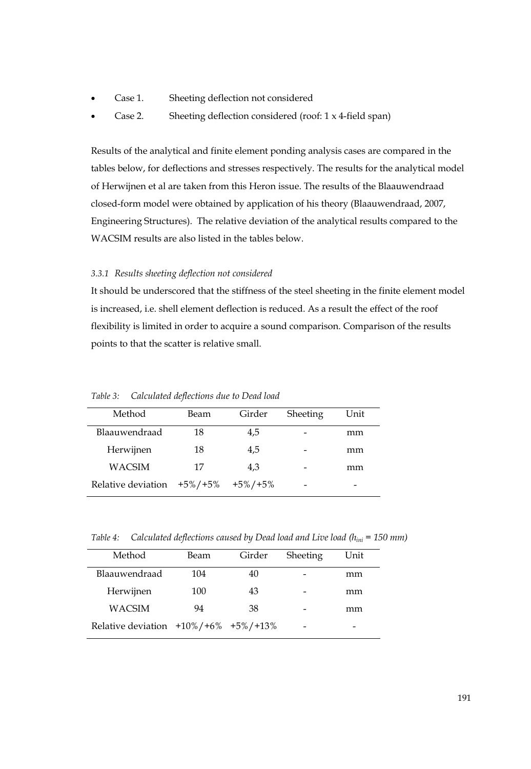- Case 1. Sheeting deflection not considered
- Case 2. Sheeting deflection considered (roof: 1 x 4-field span)

Results of the analytical and finite element ponding analysis cases are compared in the tables below, for deflections and stresses respectively. The results for the analytical model of Herwijnen et al are taken from this Heron issue. The results of the Blaauwendraad closed-form model were obtained by application of his theory (Blaauwendraad, 2007, Engineering Structures). The relative deviation of the analytical results compared to the WACSIM results are also listed in the tables below.

### *3.3.1 Results sheeting deflection not considered*

It should be underscored that the stiffness of the steel sheeting in the finite element model is increased, i.e. shell element deflection is reduced. As a result the effect of the roof flexibility is limited in order to acquire a sound comparison. Comparison of the results points to that the scatter is relative small.

*Table 3: Calculated deflections due to Dead load*

| Method | Beam | Girder | Sheeting | Unit |
|---|---|---|---|---|
| Blaauwendraad | 18 | 4,5 | - | mm |
| Herwijnen | 18 | 4,5 | - | mm |
| WACSIM | 17 | 4,3 | - | mm |
| Relative deviation | +5%/+5% | +5%/+5% | - | - |

*Table 4: Calculated deflections caused by Dead load and Live load ($h_{ini}$ = 150 mm)*

| Method | Beam | Girder | Sheeting | Unit |
|---|---|---|---|---|
| Blaauwendraad | 104 | 40 | - | mm |
| Herwijnen | 100 | 43 | - | mm |
| WACSIM | 94 | 38 | - | mm |
| Relative deviation | +10%/+6% | +5%/+13% | - | - |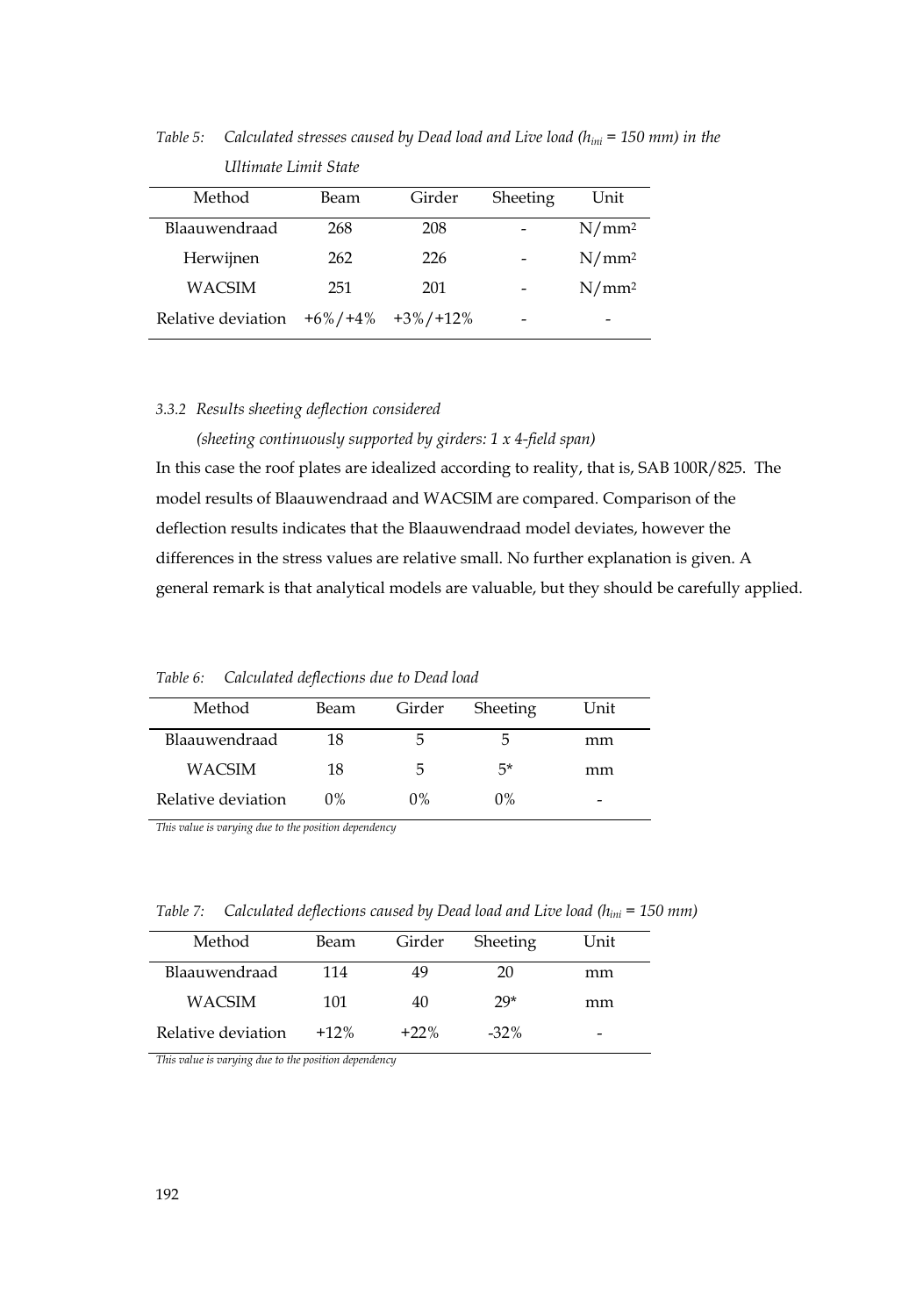*Table 5: Calculated stresses caused by Dead load and Live load ($h_{ini}$ = 150 mm) in the Ultimate Limit State*

| Method | Beam | Girder | Sheeting | Unit |
|---|---|---|---|---|
| Blaauwendraad | 268 | 208 | - | N/mm² |
| Herwijnen | 262 | 226 | - | N/mm² |
| WACSIM | 251 | 201 | - | N/mm² |
| Relative deviation | +6%/+4% | +3%/+12% | - | - |

### 3.3.2 *Results sheeting deflection considered*

*(sheeting continuously supported by girders: 1 x 4-field span)*

In this case the roof plates are idealized according to reality, that is, SAB 100R/825. The model results of Blaauwendraad and WACSIM are compared. Comparison of the deflection results indicates that the Blaauwendraad model deviates, however the differences in the stress values are relative small. No further explanation is given. A general remark is that analytical models are valuable, but they should be carefully applied.

*Table 6: Calculated deflections due to Dead load*

| Method | Beam | Girder | Sheeting | Unit |
|---|---|---|---|---|
| Blaauwendraad | 18 | 5 | 5 | mm |
| WACSIM | 18 | 5 | 5* | mm |
| Relative deviation | 0% | 0% | 0% | - |

*This value is varying due to the position dependency*

*Table 7: Calculated deflections caused by Dead load and Live load ($h_{ini}$ = 150 mm)*

| Method | Beam | Girder | Sheeting | Unit |
|---|---|---|---|---|
| Blaauwendraad | 114 | 49 | 20 | mm |
| WACSIM | 101 | 40 | 29* | mm |
| Relative deviation | +12% | +22% | -32% | - |

*This value is varying due to the position dependency*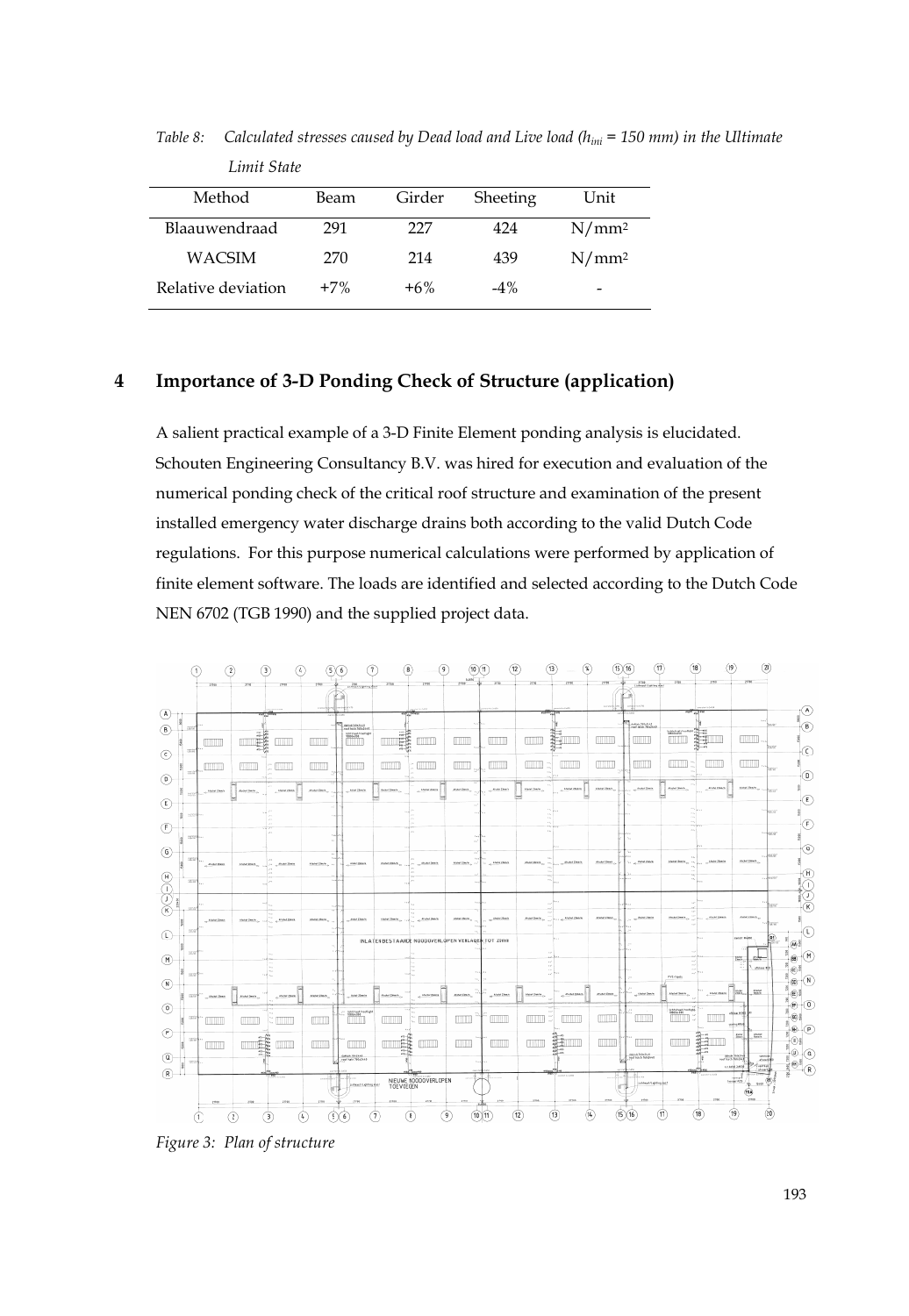*Table 8: Calculated stresses caused by Dead load and Live load ($h_{ini}$ = 150 mm) in the Ultimate Limit State*

| Method | Beam | Girder | Sheeting | Unit |
|---|---|---|---|---|
| Blaauwendraad | 291 | 227 | 424 | N/mm² |
| WACSIM | 270 | 214 | 439 | N/mm² |
| Relative deviation | +7% | +6% | -4% | - |

## 4 Importance of 3-D Ponding Check of Structure (application)

A salient practical example of a 3-D Finite Element ponding analysis is elucidated. Schouten Engineering Consultancy B.V. was hired for execution and evaluation of the numerical ponding check of the critical roof structure and examination of the present installed emergency water discharge drains both according to the valid Dutch Code regulations. For this purpose numerical calculations were performed by application of finite element software. The loads are identified and selected according to the Dutch Code NEN 6702 (TGB 1990) and the supplied project data.

*Figure 3: Plan of structure*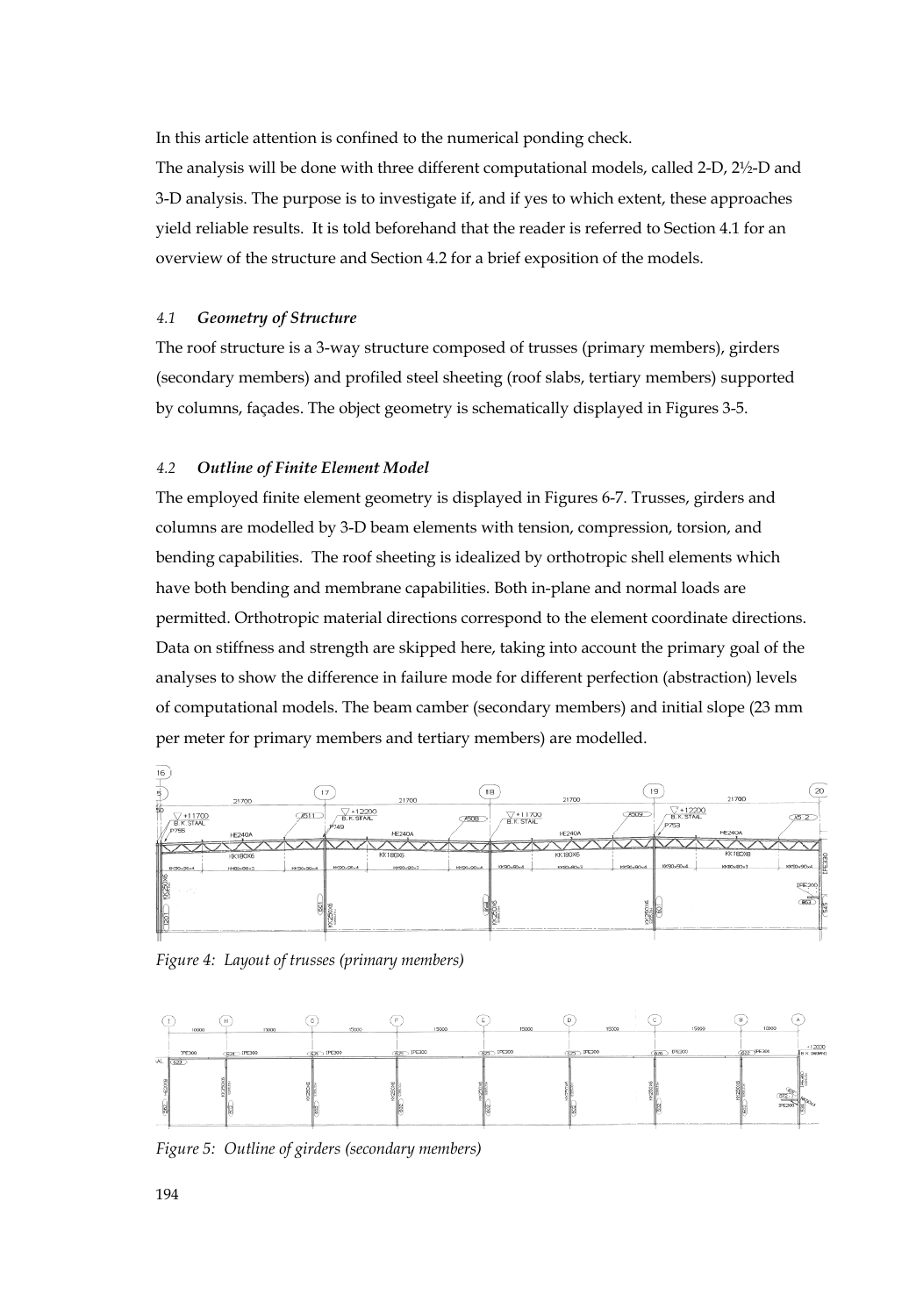In this article attention is confined to the numerical ponding check.

The analysis will be done with three different computational models, called 2-D, 2½-D and 3-D analysis. The purpose is to investigate if, and if yes to which extent, these approaches yield reliable results. It is told beforehand that the reader is referred to Section 4.1 for an overview of the structure and Section 4.2 for a brief exposition of the models.

### 4.1 *Geometry of Structure*

The roof structure is a 3-way structure composed of trusses (primary members), girders (secondary members) and profiled steel sheeting (roof slabs, tertiary members) supported by columns, façades. The object geometry is schematically displayed in Figures 3-5.

### 4.2 *Outline of Finite Element Model*

The employed finite element geometry is displayed in Figures 6-7. Trusses, girders and columns are modelled by 3-D beam elements with tension, compression, torsion, and bending capabilities. The roof sheeting is idealized by orthotropic shell elements which have both bending and membrane capabilities. Both in-plane and normal loads are permitted. Orthotropic material directions correspond to the element coordinate directions. Data on stiffness and strength are skipped here, taking into account the primary goal of the analyses to show the difference in failure mode for different perfection (abstraction) levels of computational models. The beam camber (secondary members) and initial slope (23 mm per meter for primary members and tertiary members) are modelled.

*Figure 4: Layout of trusses (primary members)*

*Figure 5: Outline of girders (secondary members)*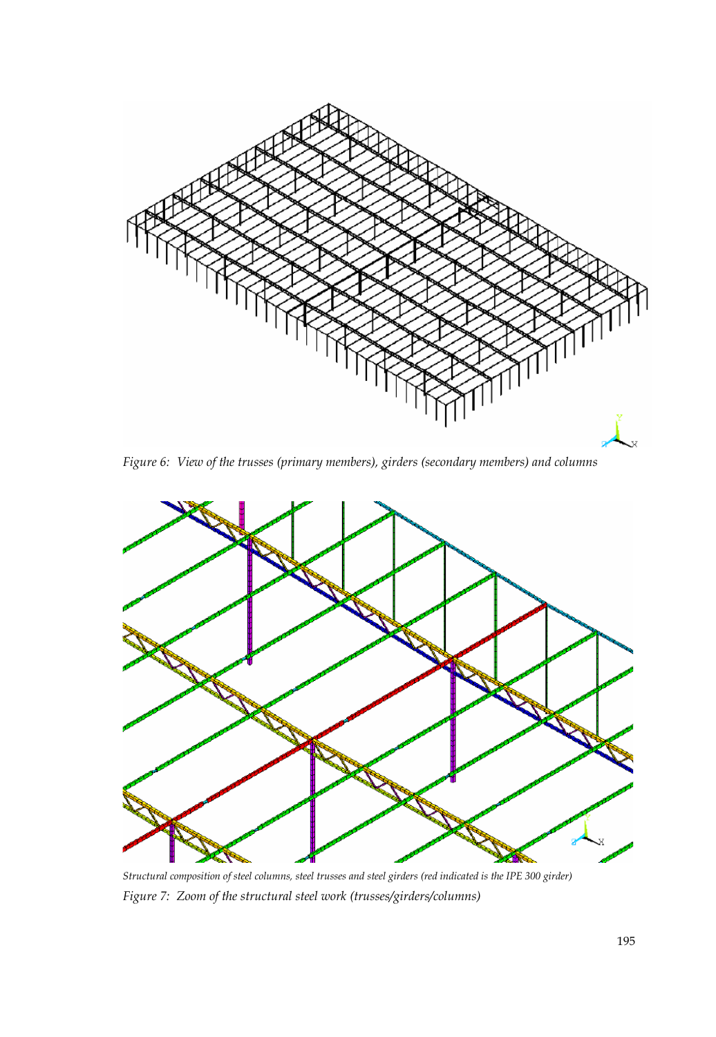*Figure 6: View of the trusses (primary members), girders (secondary members) and columns*

*Structural composition of steel columns, steel trusses and steel girders (red indicated is the IPE 300 girder)*

*Figure 7: Zoom of the structural steel work (trusses/girders/columns)*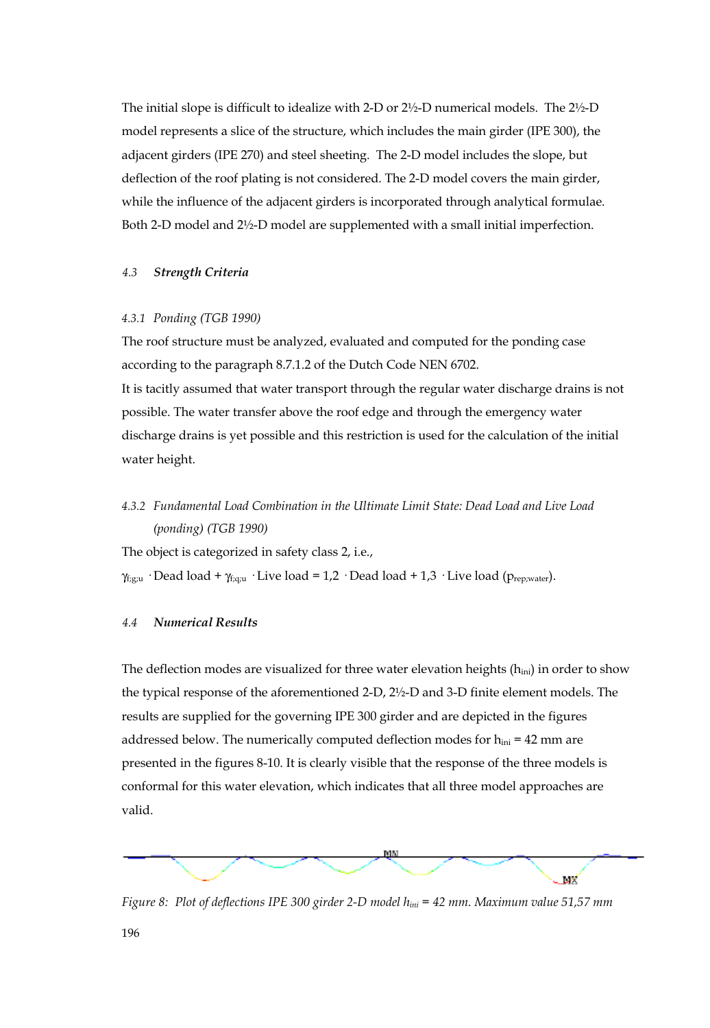The initial slope is difficult to idealize with 2-D or 2½-D numerical models. The 2½-D model represents a slice of the structure, which includes the main girder (IPE 300), the adjacent girders (IPE 270) and steel sheeting. The 2-D model includes the slope, but deflection of the roof plating is not considered. The 2-D model covers the main girder, while the influence of the adjacent girders is incorporated through analytical formulae. Both 2-D model and 2½-D model are supplemented with a small initial imperfection.

### 4.3 *Strength Criteria*

#### *4.3.1 Ponding (TGB 1990)*

The roof structure must be analyzed, evaluated and computed for the ponding case according to the paragraph 8.7.1.2 of the Dutch Code NEN 6702.

It is tacitly assumed that water transport through the regular water discharge drains is not possible. The water transfer above the roof edge and through the emergency water discharge drains is yet possible and this restriction is used for the calculation of the initial water height.

#### *4.3.2 Fundamental Load Combination in the Ultimate Limit State: Dead Load and Live Load (ponding) (TGB 1990)*

The object is categorized in safety class 2, i.e.,

$\gamma_{f;g;u} \cdot$ Dead load + $\gamma_{f;q;u} \cdot$ Live load = 1,2 $\cdot$ Dead load + 1,3 $\cdot$ Live load ($p_{rep;water}$).

### 4.4 *Numerical Results*

The deflection modes are visualized for three water elevation heights ($h_{ini}$) in order to show the typical response of the aforementioned 2-D, 2½-D and 3-D finite element models. The results are supplied for the governing IPE 300 girder and are depicted in the figures addressed below. The numerically computed deflection modes for $h_{ini}$ = 42 mm are presented in the figures 8-10. It is clearly visible that the response of the three models is conformal for this water elevation, which indicates that all three model approaches are valid.

*Figure 8: Plot of deflections IPE 300 girder 2-D model $h_{ini}$ = 42 mm. Maximum value 51,57 mm*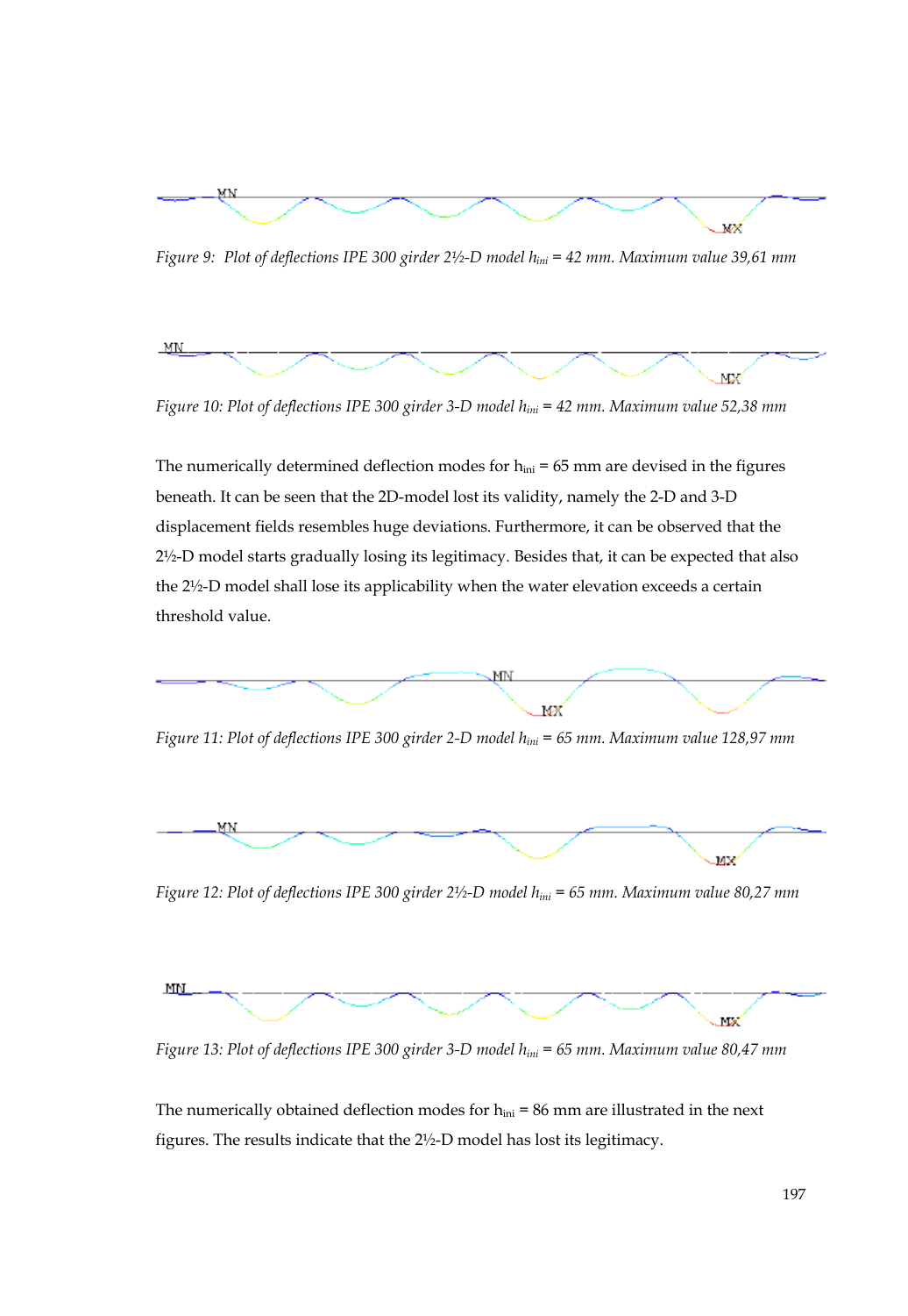*Figure 9: Plot of deflections IPE 300 girder 2½-D model $h_{ini}$ = 42 mm. Maximum value 39,61 mm*

*Figure 10: Plot of deflections IPE 300 girder 3-D model $h_{ini}$ = 42 mm. Maximum value 52,38 mm*

The numerically determined deflection modes for $h_{ini}$ = 65 mm are devised in the figures beneath. It can be seen that the 2D-model lost its validity, namely the 2-D and 3-D displacement fields resembles huge deviations. Furthermore, it can be observed that the 2½-D model starts gradually losing its legitimacy. Besides that, it can be expected that also the 2½-D model shall lose its applicability when the water elevation exceeds a certain threshold value.

*Figure 11: Plot of deflections IPE 300 girder 2-D model $h_{ini}$ = 65 mm. Maximum value 128,97 mm*

*Figure 12: Plot of deflections IPE 300 girder 2½-D model $h_{ini}$ = 65 mm. Maximum value 80,27 mm*

*Figure 13: Plot of deflections IPE 300 girder 3-D model $h_{ini}$ = 65 mm. Maximum value 80,47 mm*

The numerically obtained deflection modes for $h_{ini}$ = 86 mm are illustrated in the next figures. The results indicate that the 2½-D model has lost its legitimacy.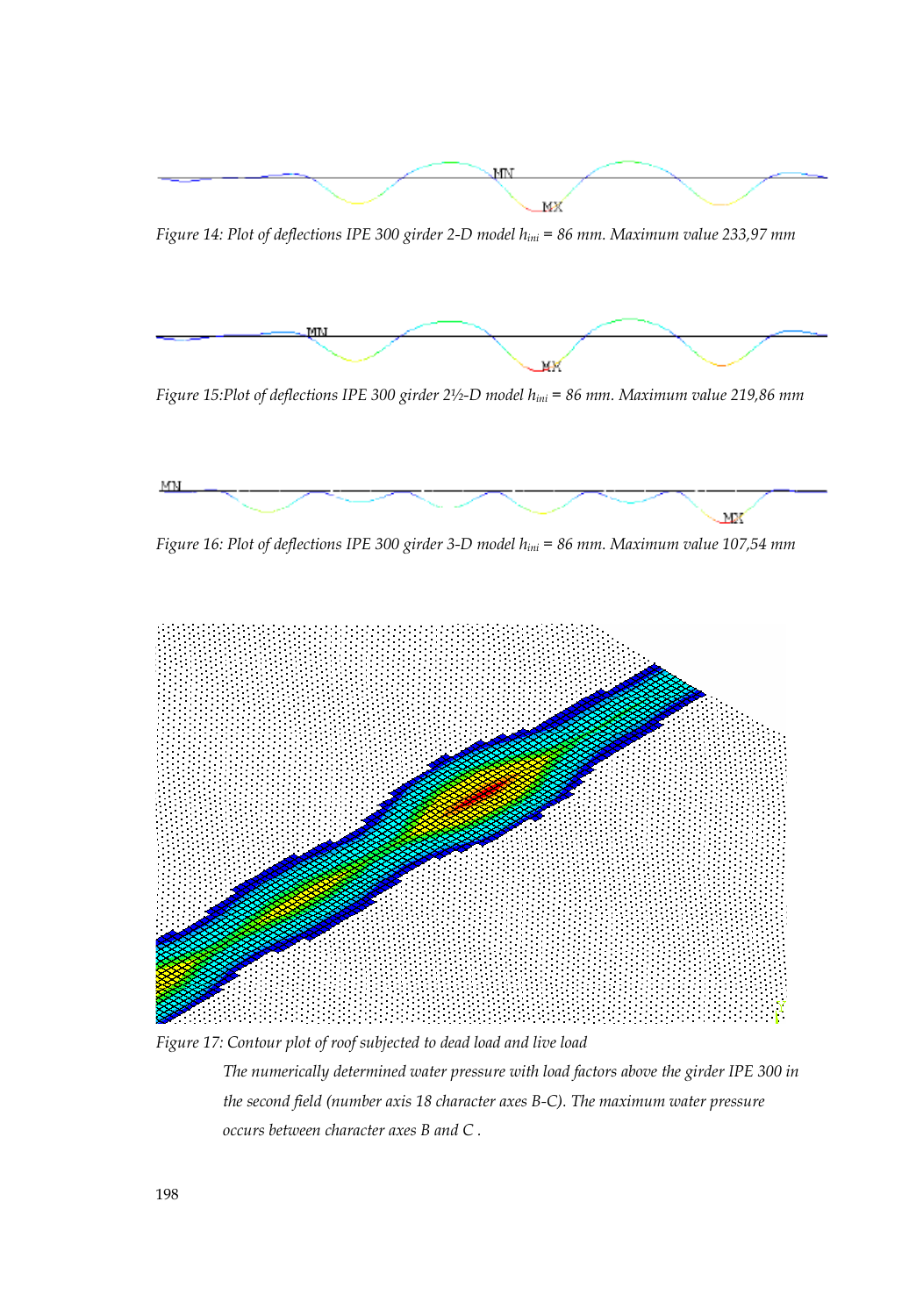*Figure 14: Plot of deflections IPE 300 girder 2-D model $h_{ini}$ = 86 mm. Maximum value 233,97 mm*

*Figure 15:Plot of deflections IPE 300 girder 2½-D model $h_{ini}$ = 86 mm. Maximum value 219,86 mm*

*Figure 16: Plot of deflections IPE 300 girder 3-D model $h_{ini}$ = 86 mm. Maximum value 107,54 mm*

*Figure 17: Contour plot of roof subjected to dead load and live load*

*The numerically determined water pressure with load factors above the girder IPE 300 in the second field (number axis 18 character axes B-C). The maximum water pressure occurs between character axes B and C .*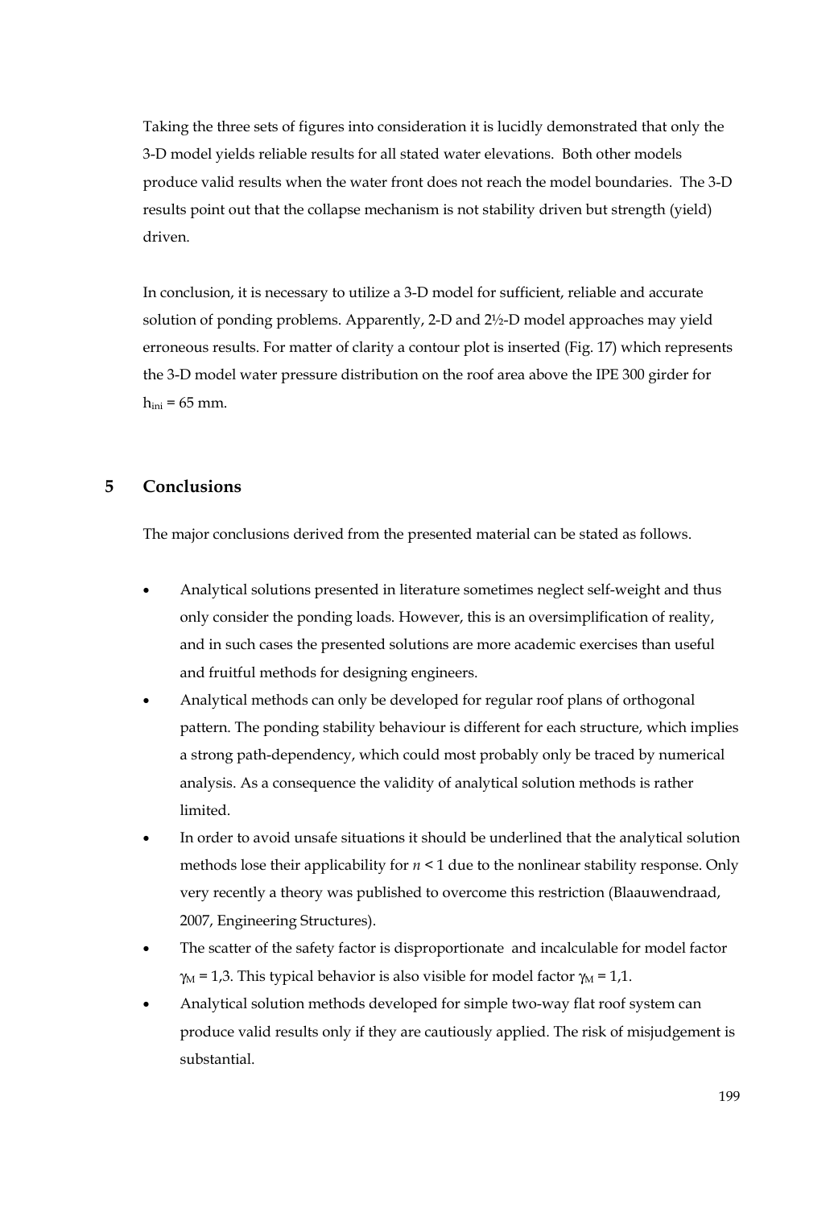Taking the three sets of figures into consideration it is lucidly demonstrated that only the 3-D model yields reliable results for all stated water elevations. Both other models produce valid results when the water front does not reach the model boundaries. The 3-D results point out that the collapse mechanism is not stability driven but strength (yield) driven.

In conclusion, it is necessary to utilize a 3-D model for sufficient, reliable and accurate solution of ponding problems. Apparently, 2-D and 2½-D model approaches may yield erroneous results. For matter of clarity a contour plot is inserted (Fig. 17) which represents the 3-D model water pressure distribution on the roof area above the IPE 300 girder for $h_{ini}$ = 65 mm.

## 5 Conclusions

The major conclusions derived from the presented material can be stated as follows.

- Analytical solutions presented in literature sometimes neglect self-weight and thus only consider the ponding loads. However, this is an oversimplification of reality, and in such cases the presented solutions are more academic exercises than useful and fruitful methods for designing engineers.
- Analytical methods can only be developed for regular roof plans of orthogonal pattern. The ponding stability behaviour is different for each structure, which implies a strong path-dependency, which could most probably only be traced by numerical analysis. As a consequence the validity of analytical solution methods is rather limited.
- In order to avoid unsafe situations it should be underlined that the analytical solution methods lose their applicability for $n < 1$ due to the nonlinear stability response. Only very recently a theory was published to overcome this restriction (Blaauwendraad, 2007, Engineering Structures).
- The scatter of the safety factor is disproportionate and incalculable for model factor $\gamma_M = 1{,}3$. This typical behavior is also visible for model factor $\gamma_M = 1{,}1$.
- Analytical solution methods developed for simple two-way flat roof system can produce valid results only if they are cautiously applied. The risk of misjudgement is substantial.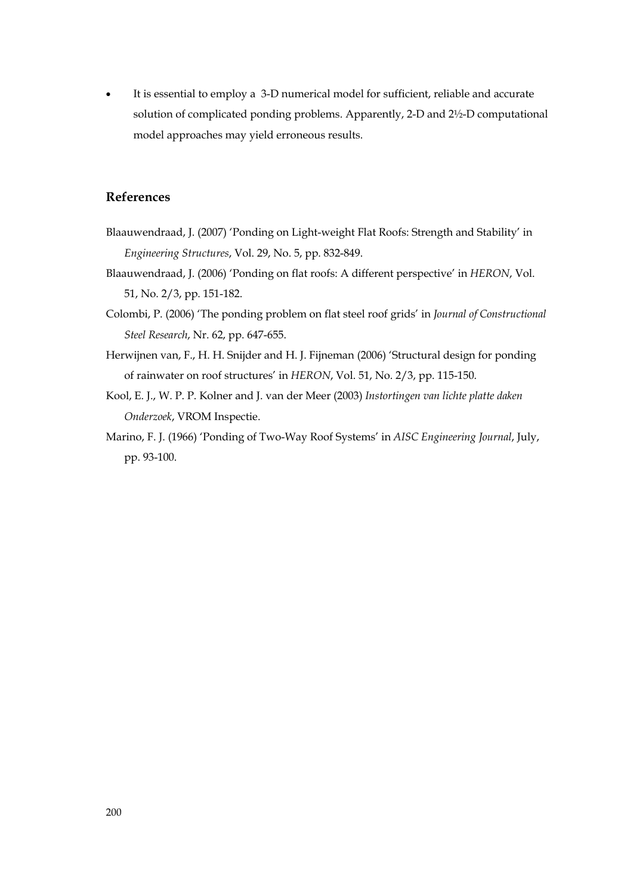- It is essential to employ a 3-D numerical model for sufficient, reliable and accurate solution of complicated ponding problems. Apparently, 2-D and 2½-D computational model approaches may yield erroneous results.

## References

Blaauwendraad, J. (2007) 'Ponding on Light-weight Flat Roofs: Strength and Stability' in *Engineering Structures*, Vol. 29, No. 5, pp. 832-849.

Blaauwendraad, J. (2006) 'Ponding on flat roofs: A different perspective' in *HERON*, Vol. 51, No. 2/3, pp. 151-182.

Colombi, P. (2006) 'The ponding problem on flat steel roof grids' in *Journal of Constructional Steel Research*, Nr. 62, pp. 647-655.

Herwijnen van, F., H. H. Snijder and H. J. Fijneman (2006) 'Structural design for ponding of rainwater on roof structures' in *HERON*, Vol. 51, No. 2/3, pp. 115-150.

Kool, E. J., W. P. P. Kolner and J. van der Meer (2003) *Instortingen van lichte platte daken Onderzoek*, VROM Inspectie.

Marino, F. J. (1966) 'Ponding of Two-Way Roof Systems' in *AISC Engineering Journal*, July, pp. 93-100.